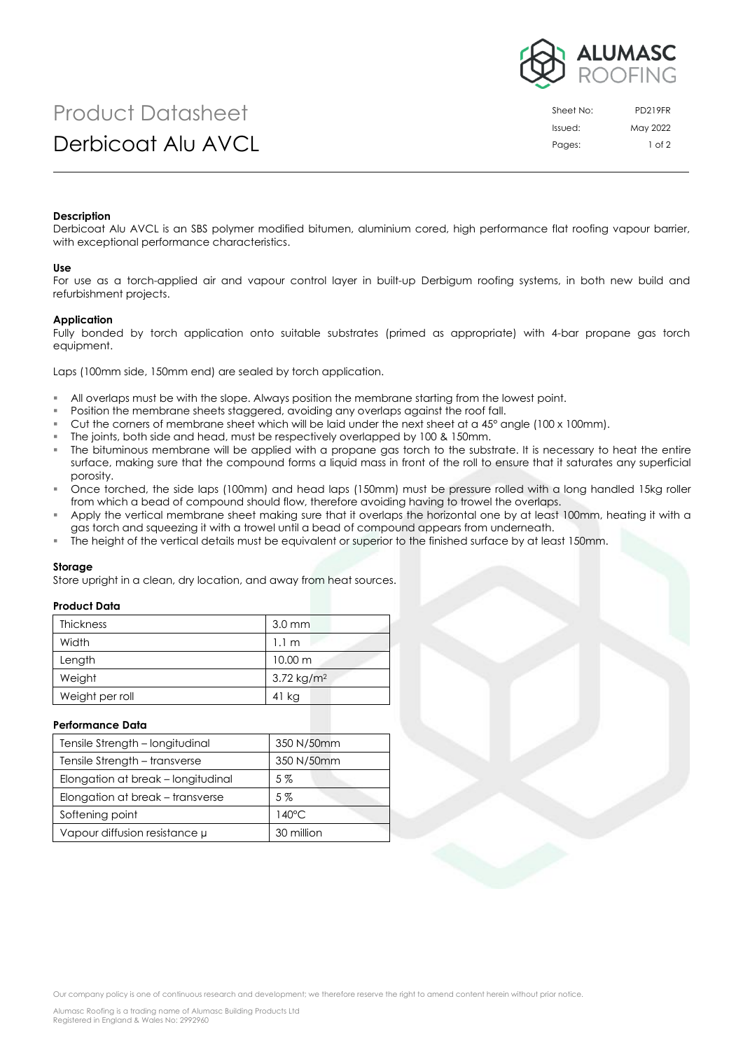# Product Datasheet

# Derbicoat Alu AVCL

| Sheet No: | PD219FR |
|---|---|
| Issued: | May 2022 |

### Description

Derbicoat Alu AVCL is an SBS polymer modified bitumen, aluminium cored, high performance flat roofing vapour barrier, with exceptional performance characteristics.

### Use

For use as a torch-applied air and vapour control layer in built-up Derbigum roofing systems, in both new build and refurbishment projects.

### Application

Fully bonded by torch application onto suitable substrates (primed as appropriate) with 4-bar propane gas torch equipment.

Laps (100mm side, 150mm end) are sealed by torch application.

- All overlaps must be with the slope. Always position the membrane starting from the lowest point.
- Position the membrane sheets staggered, avoiding any overlaps against the roof fall.
- Cut the corners of membrane sheet which will be laid under the next sheet at a 45° angle (100 x 100mm).
- The joints, both side and head, must be respectively overlapped by 100 & 150mm.
- The bituminous membrane will be applied with a propane gas torch to the substrate. It is necessary to heat the entire surface, making sure that the compound forms a liquid mass in front of the roll to ensure that it saturates any superficial porosity.
- Once torched, the side laps (100mm) and head laps (150mm) must be pressure rolled with a long handled 15kg roller from which a bead of compound should flow, therefore avoiding having to trowel the overlaps.
- Apply the vertical membrane sheet making sure that it overlaps the horizontal one by at least 100mm, heating it with a gas torch and squeezing it with a trowel until a bead of compound appears from underneath.
- The height of the vertical details must be equivalent or superior to the finished surface by at least 150mm.

### Storage

Store upright in a clean, dry location, and away from heat sources.

### Product Data

| Thickness | 3.0 mm |
|---|---|
| Width | 1.1 m |
| Length | 10.00 m |
| Weight | 3.72 kg/m$^2$ |
| Weight per roll | 41 kg |

### Performance Data

| Tensile Strength – longitudinal | 350 N/50mm |
|---|---|
| Tensile Strength – transverse | 350 N/50mm |
| Elongation at break – longitudinal | 5 % |
| Elongation at break – transverse | 5 % |
| Softening point | 140°C |
| Vapour diffusion resistance $\mu$ | 30 million |

Our company policy is one of continuous research and development; we therefore reserve the right to amend content herein without prior notice.

Alumasc Roofing is a trading name of Alumasc Building Products Ltd
Registered in England & Wales No: 2992960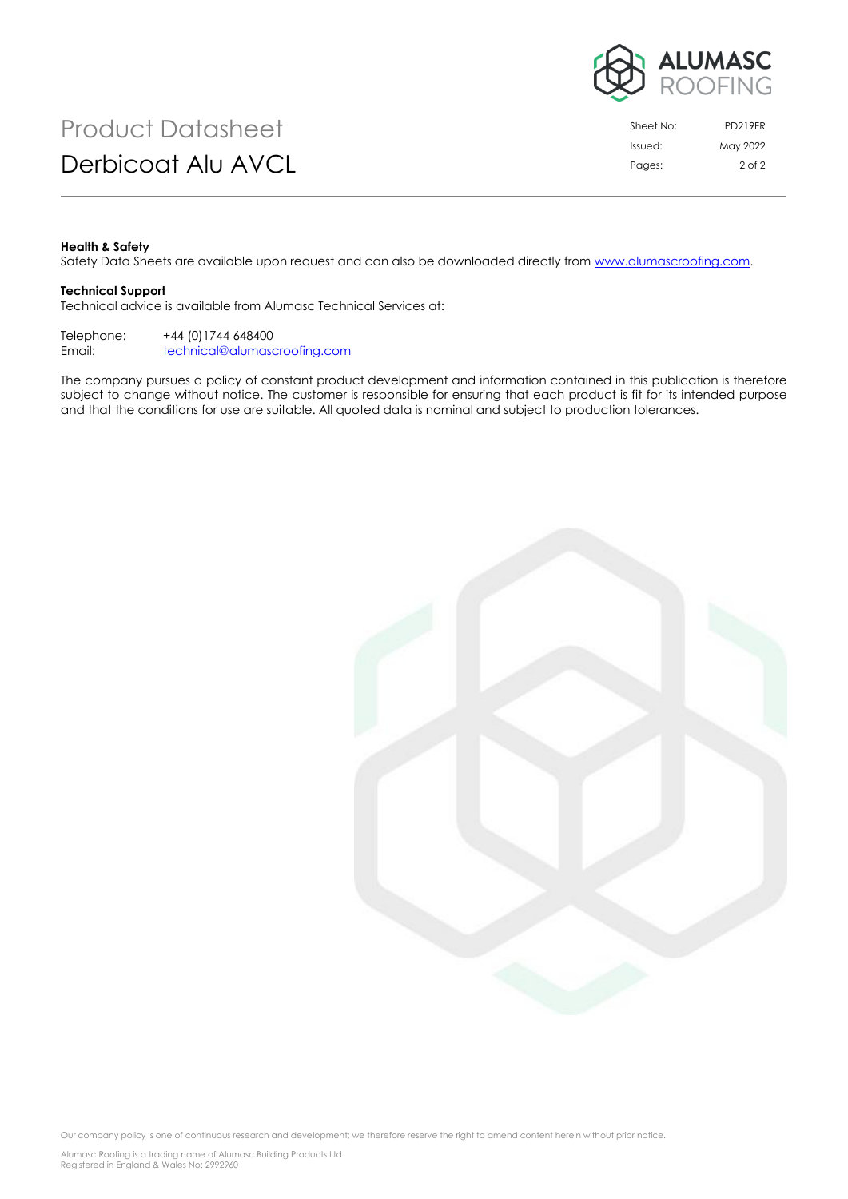# Product Datasheet
## Derbicoat Alu AVCL

| | |
|---|---|
| Sheet No: | PD219FR |
| Issued: | May 2022 |

**Health & Safety**
Safety Data Sheets are available upon request and can also be downloaded directly from [www.alumascroofing.com](http://www.alumascroofing.com).

**Technical Support**
Technical advice is available from Alumasc Technical Services at:

Telephone: +44 (0)1744 648400
Email: [technical@alumascroofing.com](mailto:technical@alumascroofing.com)

The company pursues a policy of constant product development and information contained in this publication is therefore subject to change without notice. The customer is responsible for ensuring that each product is fit for its intended purpose and that the conditions for use are suitable. All quoted data is nominal and subject to production tolerances.

Our company policy is one of continuous research and development; we therefore reserve the right to amend content herein without prior notice.

Alumasc Roofing is a trading name of Alumasc Building Products Ltd
Registered in England & Wales No: 2992960